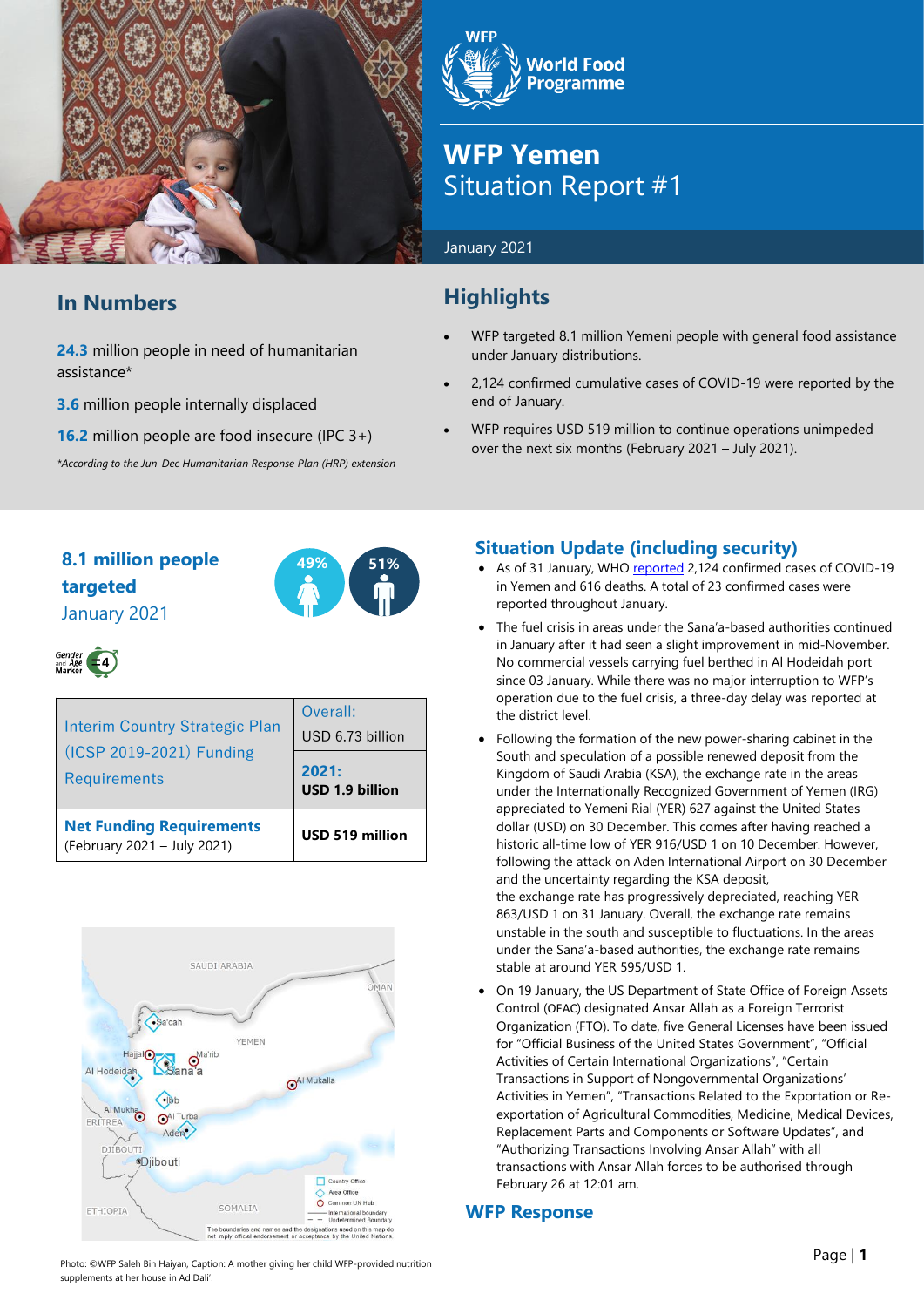# WFP Yemen
## Situation Report #1

January 2021

## In Numbers

**24.3** million people in need of humanitarian assistance*

**3.6** million people internally displaced

**16.2** million people are food insecure (IPC 3+)

*According to the Jun-Dec Humanitarian Response Plan (HRP) extension*

## Highlights

- WFP targeted 8.1 million Yemeni people with general food assistance under January distributions.
- 2,124 confirmed cumulative cases of COVID-19 were reported by the end of January.
- WFP requires USD 519 million to continue operations unimpeded over the next six months (February 2021 – July 2021).

**8.1 million people targeted**
January 2021

49% 51%

| Interim Country Strategic Plan (ICSP 2019-2021) Funding Requirements | Overall: USD 6.73 billion |
|---|---|
| | **2021: USD 1.9 billion** |
| **Net Funding Requirements** (February 2021 – July 2021) | **USD 519 million** |

Photo: ©WFP Saleh Bin Haiyan, Caption: A mother giving her child WFP-provided nutrition supplements at her house in Ad Dali'.

## Situation Update (including security)

- As of 31 January, WHO reported 2,124 confirmed cases of COVID-19 in Yemen and 616 deaths. A total of 23 confirmed cases were reported throughout January.
- The fuel crisis in areas under the Sana'a-based authorities continued in January after it had seen a slight improvement in mid-November. No commercial vessels carrying fuel berthed in Al Hodeidah port since 03 January. While there was no major interruption to WFP's operation due to the fuel crisis, a three-day delay was reported at the district level.
- Following the formation of the new power-sharing cabinet in the South and speculation of a possible renewed deposit from the Kingdom of Saudi Arabia (KSA), the exchange rate in the areas under the Internationally Recognized Government of Yemen (IRG) appreciated to Yemeni Rial (YER) 627 against the United States dollar (USD) on 30 December. This comes after having reached a historic all-time low of YER 916/USD 1 on 10 December. However, following the attack on Aden International Airport on 30 December and the uncertainty regarding the KSA deposit, the exchange rate has progressively depreciated, reaching YER 863/USD 1 on 31 January. Overall, the exchange rate remains unstable in the south and susceptible to fluctuations. In the areas under the Sana'a-based authorities, the exchange rate remains stable at around YER 595/USD 1.
- On 19 January, the US Department of State Office of Foreign Assets Control (OFAC) designated Ansar Allah as a Foreign Terrorist Organization (FTO). To date, five General Licenses have been issued for "Official Business of the United States Government", "Official Activities of Certain International Organizations", "Certain Transactions in Support of Nongovernmental Organizations' Activities in Yemen", "Transactions Related to the Exportation or Re-exportation of Agricultural Commodities, Medicine, Medical Devices, Replacement Parts and Components or Software Updates", and "Authorizing Transactions Involving Ansar Allah" with all transactions with Ansar Allah forces to be authorised through February 26 at 12:01 am.

## WFP Response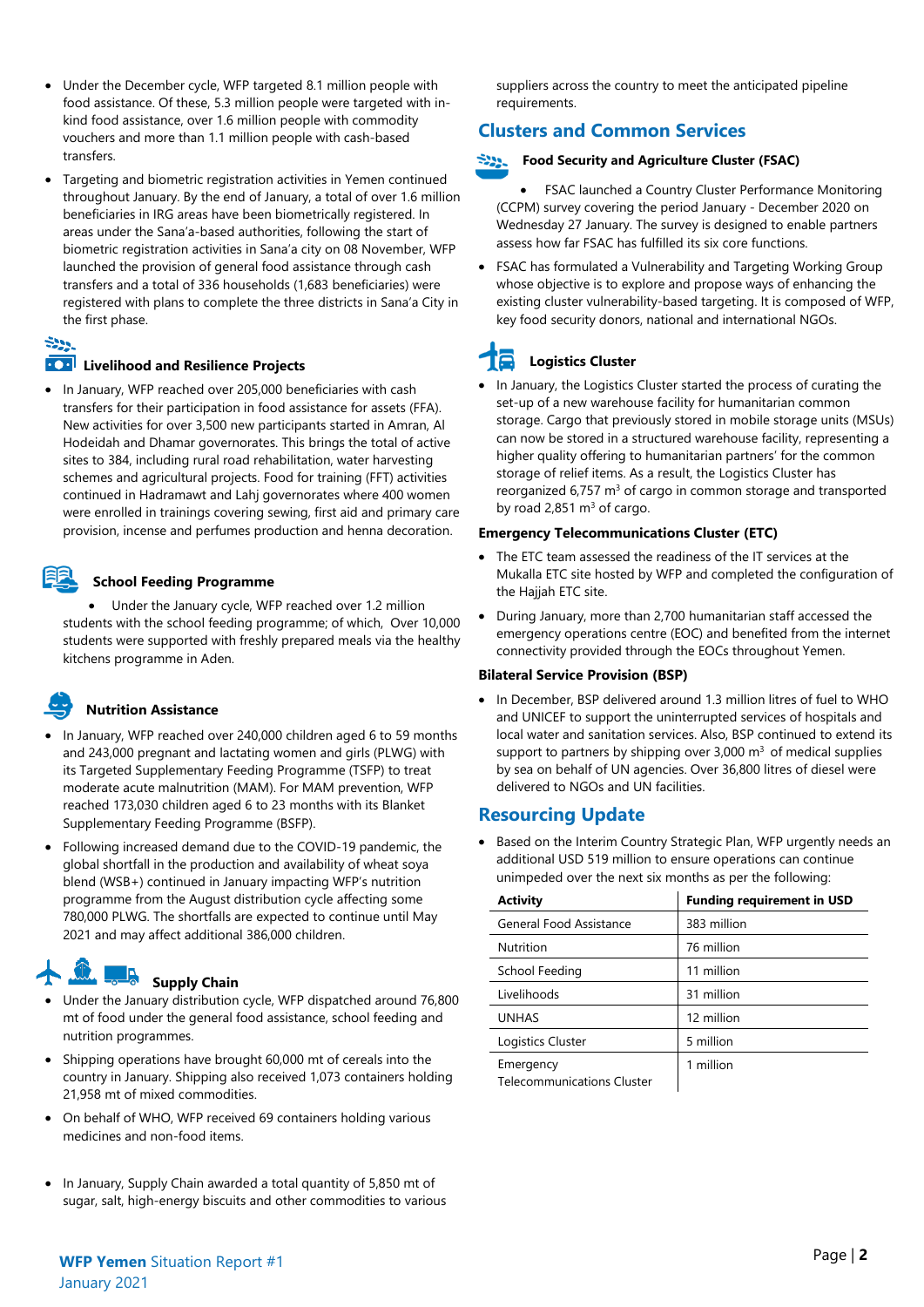- Under the December cycle, WFP targeted 8.1 million people with food assistance. Of these, 5.3 million people were targeted with in-kind food assistance, over 1.6 million people with commodity vouchers and more than 1.1 million people with cash-based transfers.
- Targeting and biometric registration activities in Yemen continued throughout January. By the end of January, a total of over 1.6 million beneficiaries in IRG areas have been biometrically registered. In areas under the Sana'a-based authorities, following the start of biometric registration activities in Sana'a city on 08 November, WFP launched the provision of general food assistance through cash transfers and a total of 336 households (1,683 beneficiaries) were registered with plans to complete the three districts in Sana'a City in the first phase.

### Livelihood and Resilience Projects

- In January, WFP reached over 205,000 beneficiaries with cash transfers for their participation in food assistance for assets (FFA). New activities for over 3,500 new participants started in Amran, Al Hodeidah and Dhamar governorates. This brings the total of active sites to 384, including rural road rehabilitation, water harvesting schemes and agricultural projects. Food for training (FFT) activities continued in Hadramawt and Lahj governorates where over 400 women were enrolled in trainings covering sewing, first aid and primary care provision, incense and perfumes production and henna decoration.

### School Feeding Programme

- Under the January cycle, WFP reached over 1.2 million students with the school feeding programme; of which, Over 10,000 students were supported with freshly prepared meals via the healthy kitchens programme in Aden.

### Nutrition Assistance

- In January, WFP reached over 240,000 children aged 6 to 59 months and 243,000 pregnant and lactating women and girls (PLWG) with its Targeted Supplementary Feeding Programme (TSFP) to treat moderate acute malnutrition (MAM). For MAM prevention, WFP reached 173,030 children aged 6 to 23 months with its Blanket Supplementary Feeding Programme (BSFP).
- Following increased demand due to the COVID-19 pandemic, the global shortfall in the production and availability of wheat soya blend (WSB+) continued in January impacting WFP's nutrition programme from the August distribution cycle affecting some 780,000 PLWG. The shortfalls are expected to continue until May 2021 and may affect additional 386,000 children.

### Supply Chain

- Under the January distribution cycle, WFP dispatched around 76,800 mt of food under the general food assistance, school feeding and nutrition programmes.
- Shipping operations have brought 60,000 mt of cereals into the country in January. Shipping also received 1,073 containers holding 21,958 mt of mixed commodities.
- On behalf of WHO, WFP received 69 containers holding various medicines and non-food items.
- In January, Supply Chain awarded a total quantity of 5,850 mt of sugar, salt, high-energy biscuits and other commodities to various suppliers across the country to meet the anticipated pipeline requirements.

## Clusters and Common Services

### Food Security and Agriculture Cluster (FSAC)

- FSAC launched a Country Cluster Performance Monitoring (CCPM) survey covering the period January - December 2020 on Wednesday 27 January. The survey is designed to enable partners assess how far FSAC has fulfilled its six core functions.
- FSAC has formulated a Vulnerability and Targeting Working Group whose objective is to explore and propose ways of enhancing the existing cluster vulnerability-based targeting. It is composed of WFP, key food security donors, national and international NGOs.

### Logistics Cluster

- In January, the Logistics Cluster started the process of curating the set-up of a new warehouse facility for humanitarian common storage. Cargo that previously stored in mobile storage units (MSUs) can now be stored in a structured warehouse facility, representing a higher quality offering to humanitarian partners' for the common storage of relief items. As a result, the Logistics Cluster has reorganized 6,757 $m^3$ of cargo in common storage and transported by road 2,851 $m^3$ of cargo.

### Emergency Telecommunications Cluster (ETC)

- The ETC team assessed the readiness of the IT services at the Mukalla ETC site hosted by WFP and completed the configuration of the Hajjah ETC site.
- During January, more than 2,700 humanitarian staff accessed the emergency operations centre (EOC) and benefited from the internet connectivity provided through the EOCs throughout Yemen.

### Bilateral Service Provision (BSP)

- In December, BSP delivered around 1.3 million litres of fuel to WHO and UNICEF to support the uninterrupted services of hospitals and local water and sanitation services. Also, BSP continued to extend its support to partners by shipping over 3,000 $m^3$ of medical supplies by sea on behalf of UN agencies. Over 36,800 litres of diesel were delivered to NGOs and UN facilities.

## Resourcing Update

- Based on the Interim Country Strategic Plan, WFP urgently needs an additional USD 519 million to ensure operations can continue unimpeded over the next six months as per the following:

| Activity | Funding requirement in USD |
|---|---|
| General Food Assistance | 383 million |
| Nutrition | 76 million |
| School Feeding | 11 million |
| Livelihoods | 31 million |
| UNHAS | 12 million |
| Logistics Cluster | 5 million |
| Emergency Telecommunications Cluster | 1 million |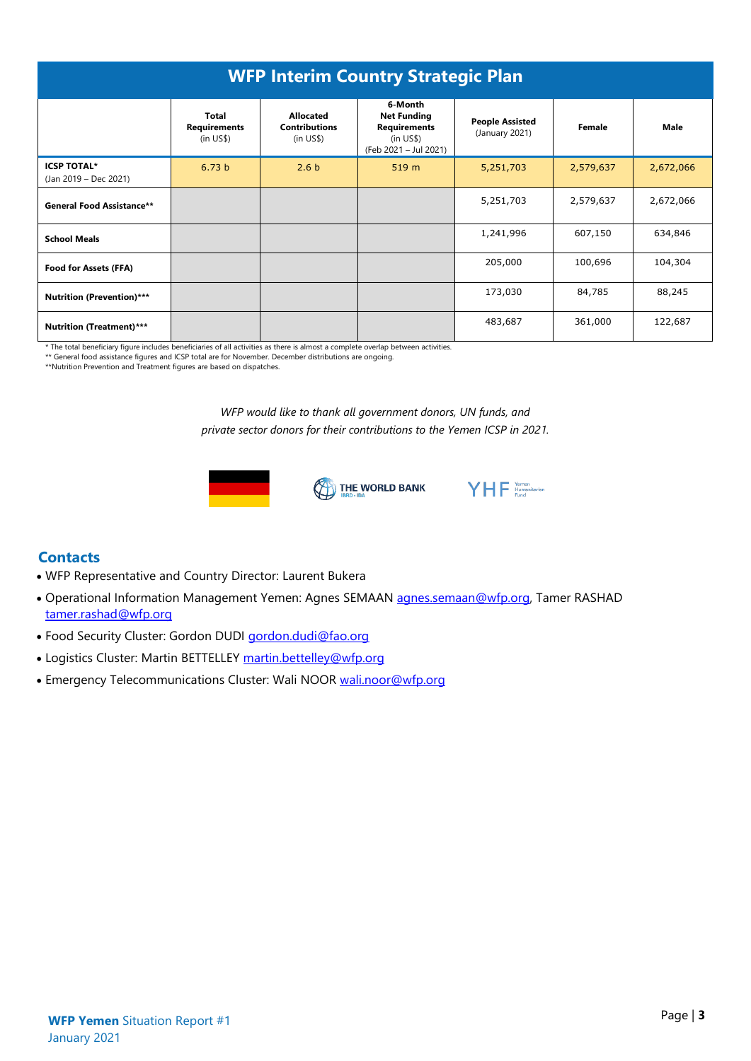## WFP Interim Country Strategic Plan

| | Total Requirements (in US$) | Allocated Contributions (in US$) | 6-Month Net Funding Requirements (in US$) (Feb 2021 – Jul 2021) | People Assisted (January 2021) | Female | Male |
|---|---|---|---|---|---|---|
| **ICSP TOTAL*** (Jan 2019 – Dec 2021) | 6.73 b | 2.6 b | 519 m | 5,251,703 | 2,579,637 | 2,672,066 |
| **General Food Assistance**** | | | | 5,251,703 | 2,579,637 | 2,672,066 |
| **School Meals** | | | | 1,241,996 | 607,150 | 634,846 |
| **Food for Assets (FFA)** | | | | 205,000 | 100,696 | 104,304 |
| **Nutrition (Prevention)***** | | | | 173,030 | 84,785 | 88,245 |
| **Nutrition (Treatment)***** | | | | 483,687 | 361,000 | 122,687 |

* The total beneficiary figure includes beneficiaries of all activities as there is almost a complete overlap between activities.
** General food assistance figures and ICSP total are for November. December distributions are ongoing.
**Nutrition Prevention and Treatment figures are based on dispatches.

*WFP would like to thank all government donors, UN funds, and private sector donors for their contributions to the Yemen ICSP in 2021.*

THE WORLD BANK IBRD · IDA

YHF Yemen Humanitarian Fund

## Contacts

- WFP Representative and Country Director: Laurent Bukera
- Operational Information Management Yemen: Agnes SEMAAN agnes.semaan@wfp.org, Tamer RASHAD tamer.rashad@wfp.org
- Food Security Cluster: Gordon DUDI gordon.dudi@fao.org
- Logistics Cluster: Martin BETTELLEY martin.bettelley@wfp.org
- Emergency Telecommunications Cluster: Wali NOOR wali.noor@wfp.org